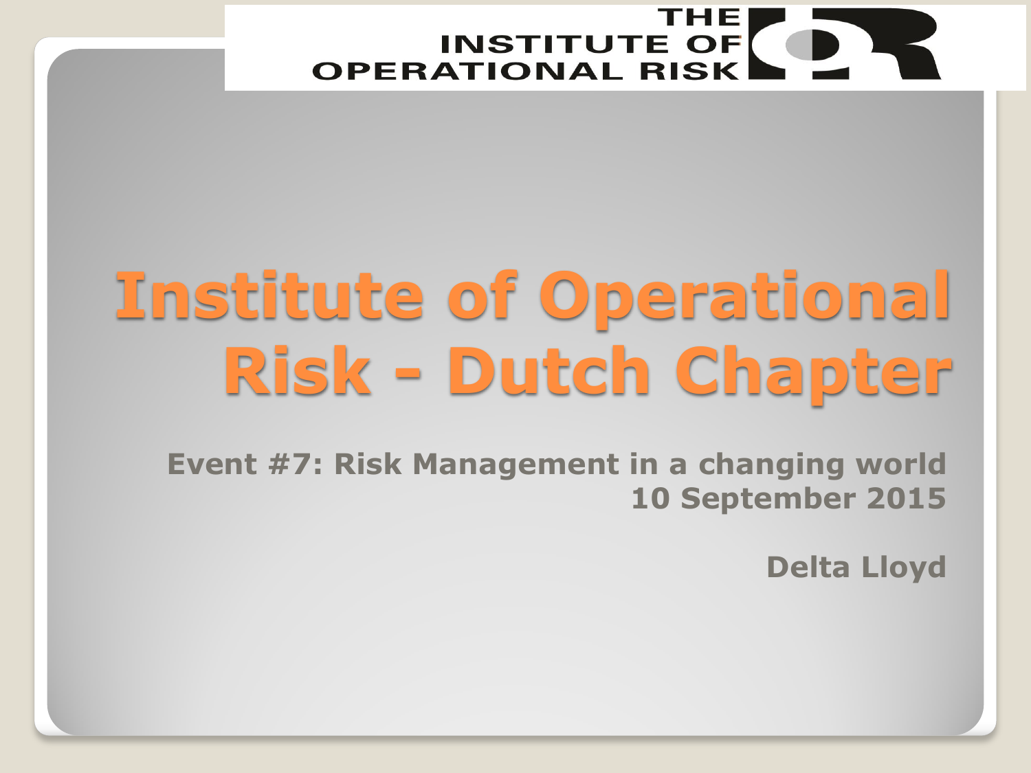THE INSTITUTE OF OPERATIONAL RISK

# Institute of Operational Risk - Dutch Chapter

**Event #7: Risk Management in a changing world**
**10 September 2015**

**Delta Lloyd**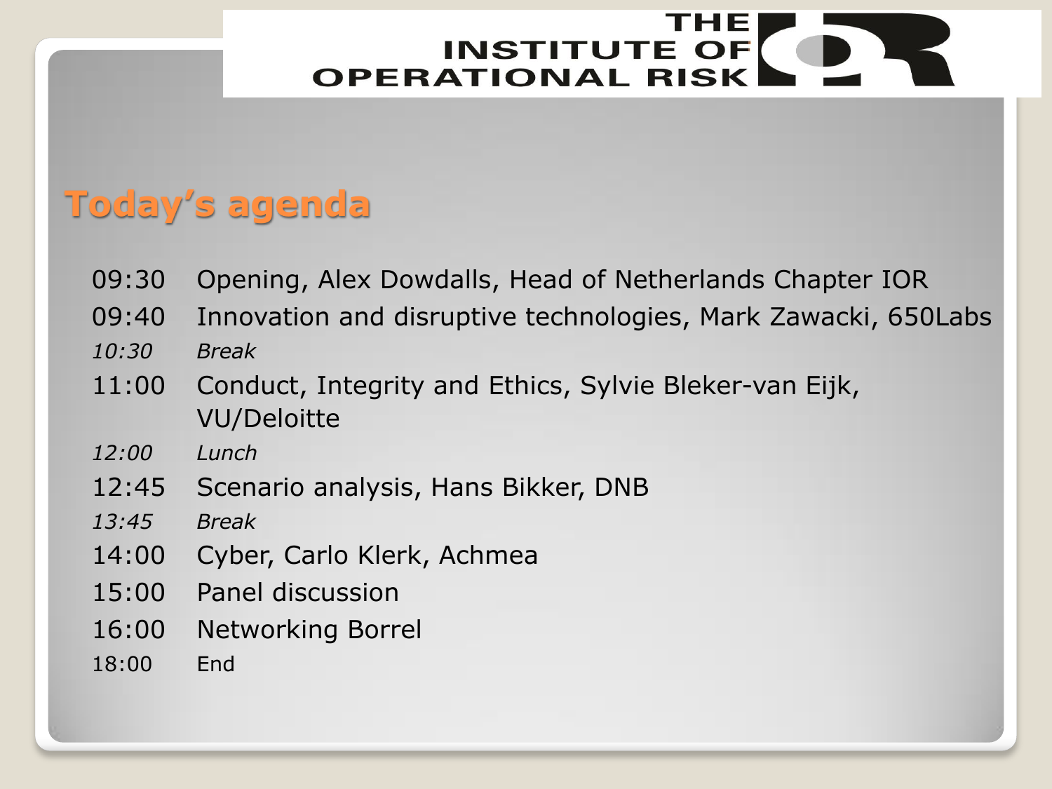THE INSTITUTE OF OPERATIONAL RISK

# Today's agenda

| | |
|---|---|
| 09:30 | Opening, Alex Dowdalls, Head of Netherlands Chapter IOR |
| 09:40 | Innovation and disruptive technologies, Mark Zawacki, 650Labs |
| *10:30* | *Break* |
| 11:00 | Conduct, Integrity and Ethics, Sylvie Bleker-van Eijk, VU/Deloitte |
| *12:00* | *Lunch* |
| 12:45 | Scenario analysis, Hans Bikker, DNB |
| *13:45* | *Break* |
| 14:00 | Cyber, Carlo Klerk, Achmea |
| 15:00 | Panel discussion |
| 16:00 | Networking Borrel |
| 18:00 | End |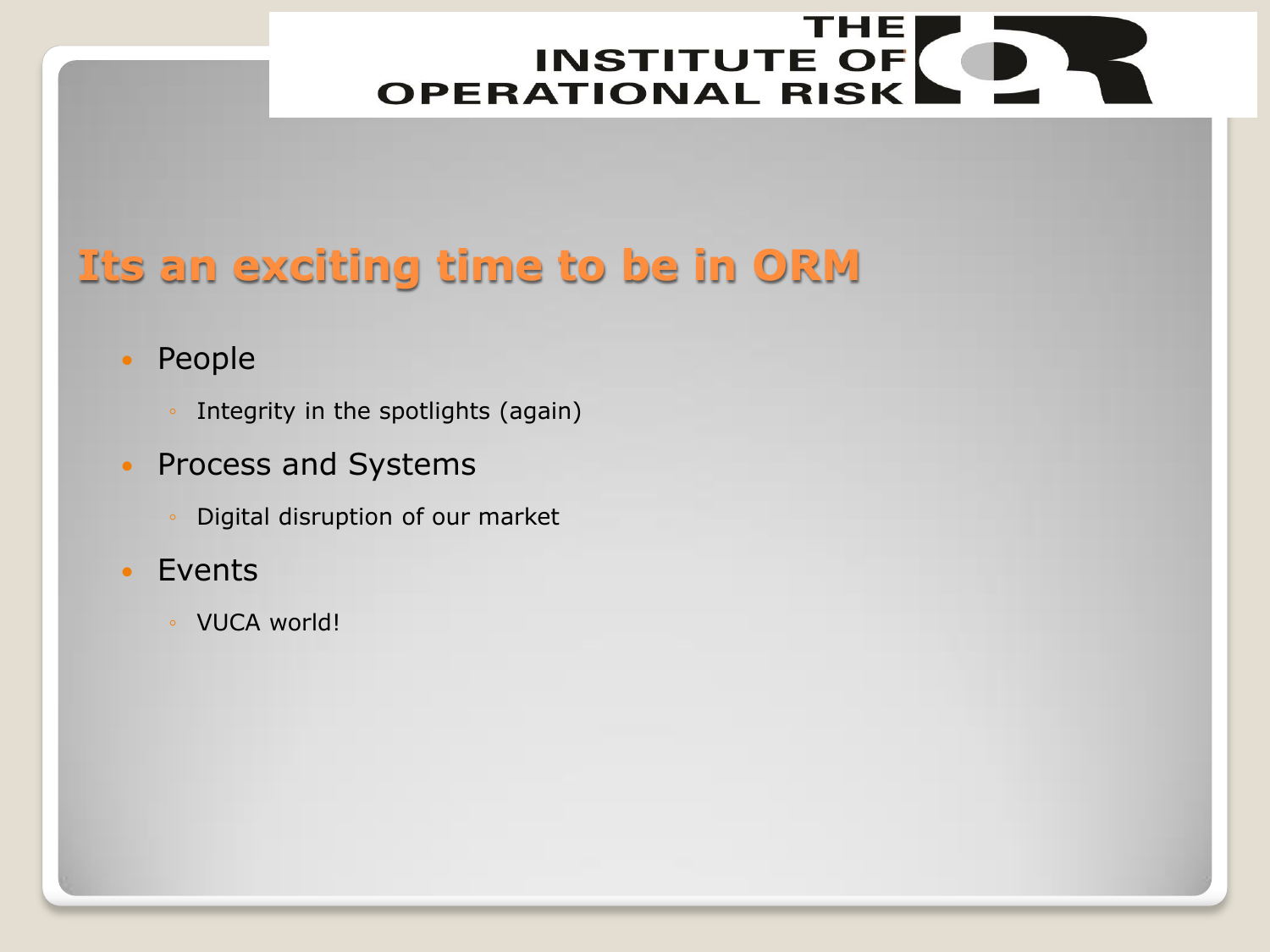# Its an exciting time to be in ORM

- People
  - Integrity in the spotlights (again)
- Process and Systems
  - Digital disruption of our market
- Events
  - VUCA world!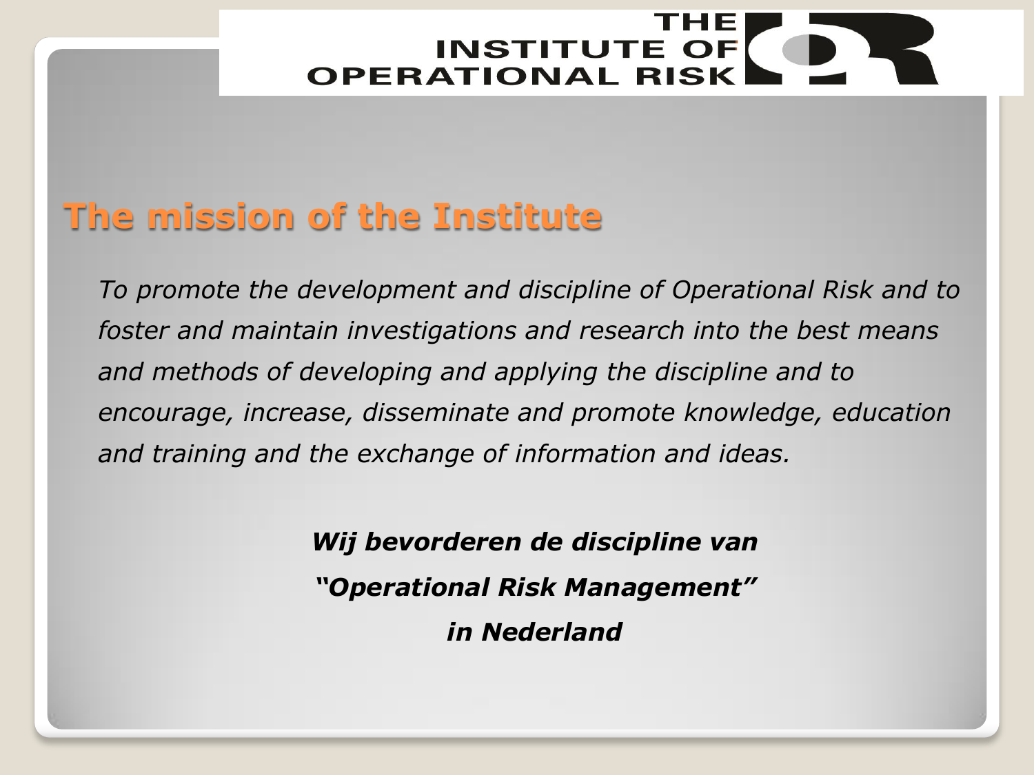THE INSTITUTE OF OPERATIONAL RISK

## The mission of the Institute

*To promote the development and discipline of Operational Risk and to foster and maintain investigations and research into the best means and methods of developing and applying the discipline and to encourage, increase, disseminate and promote knowledge, education and training and the exchange of information and ideas.*

***Wij bevorderen de discipline van "Operational Risk Management" in Nederland***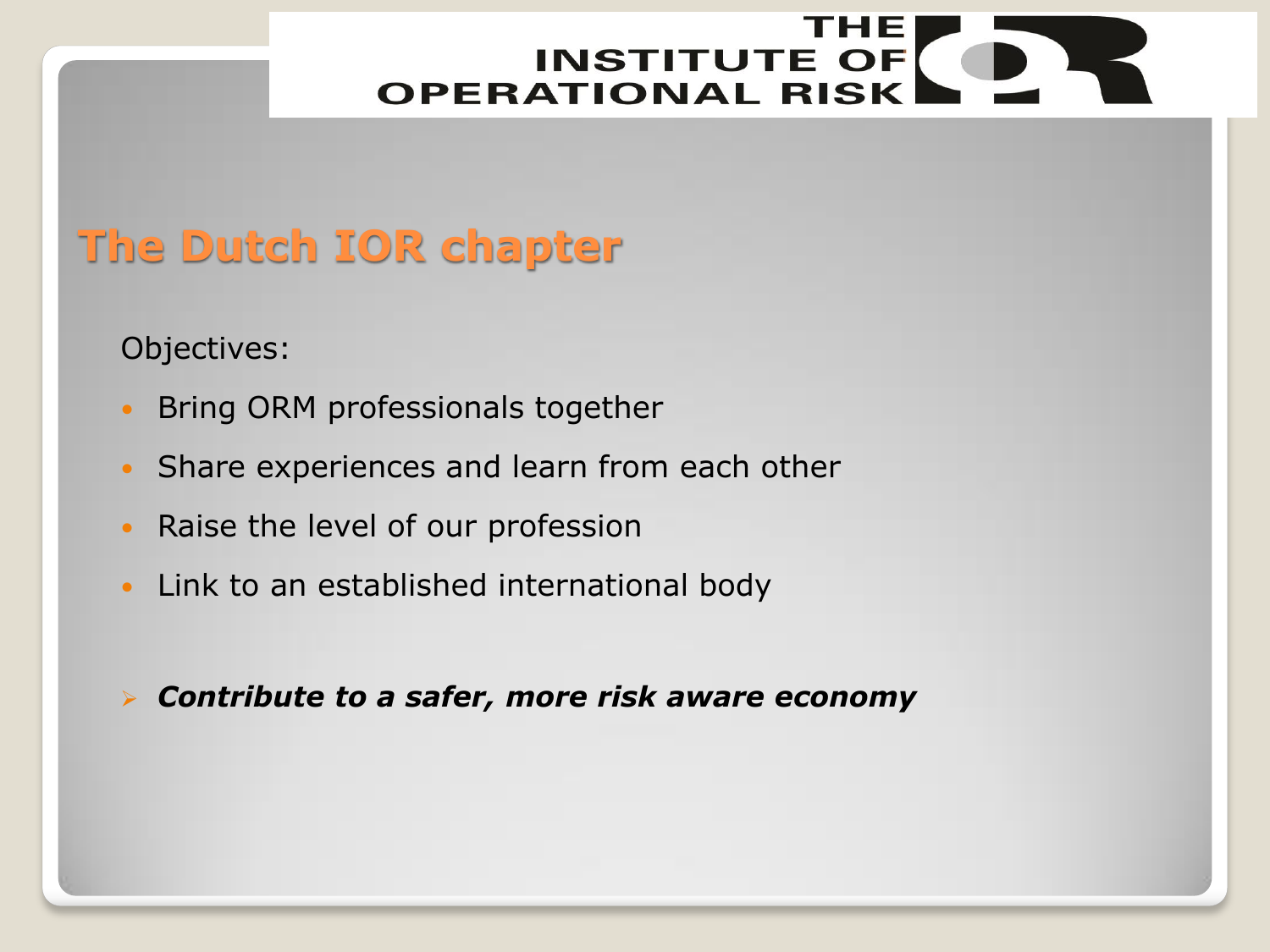# The Dutch IOR chapter

Objectives:

- Bring ORM professionals together
- Share experiences and learn from each other
- Raise the level of our profession
- Link to an established international body

> ***Contribute to a safer, more risk aware economy***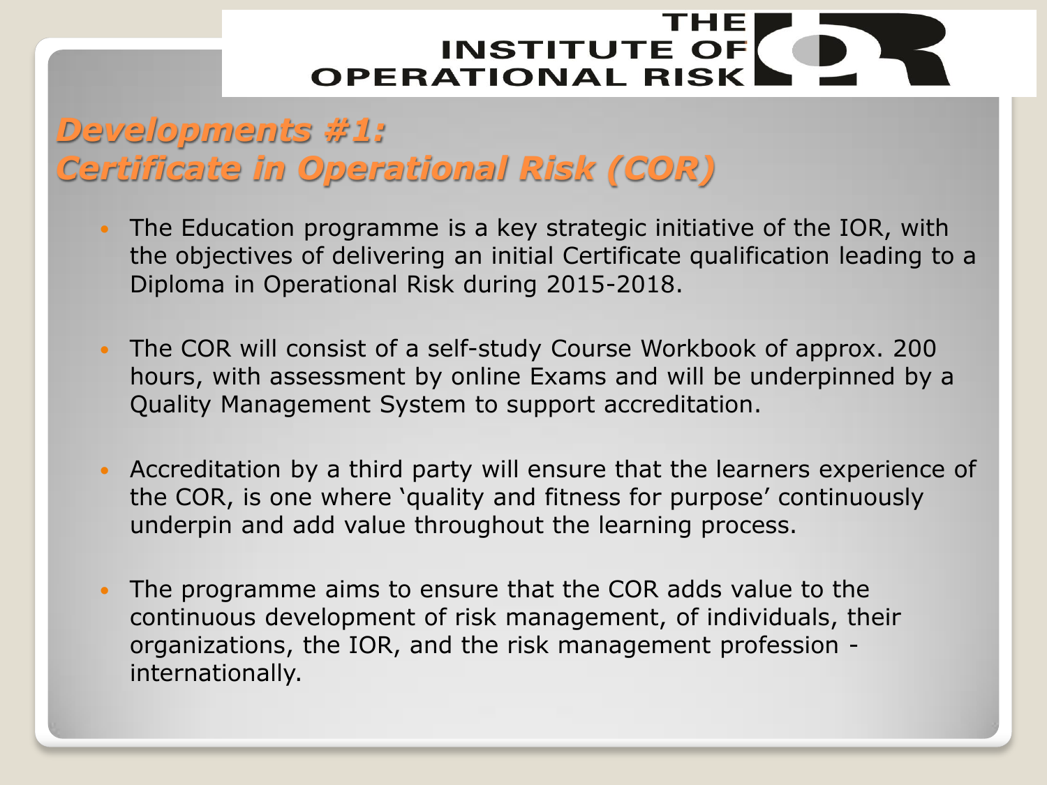## Developments #1: Certificate in Operational Risk (COR)

- The Education programme is a key strategic initiative of the IOR, with the objectives of delivering an initial Certificate qualification leading to a Diploma in Operational Risk during 2015-2018.

- The COR will consist of a self-study Course Workbook of approx. 200 hours, with assessment by online Exams and will be underpinned by a Quality Management System to support accreditation.

- Accreditation by a third party will ensure that the learners experience of the COR, is one where 'quality and fitness for purpose' continuously underpin and add value throughout the learning process.

- The programme aims to ensure that the COR adds value to the continuous development of risk management, of individuals, their organizations, the IOR, and the risk management profession - internationally.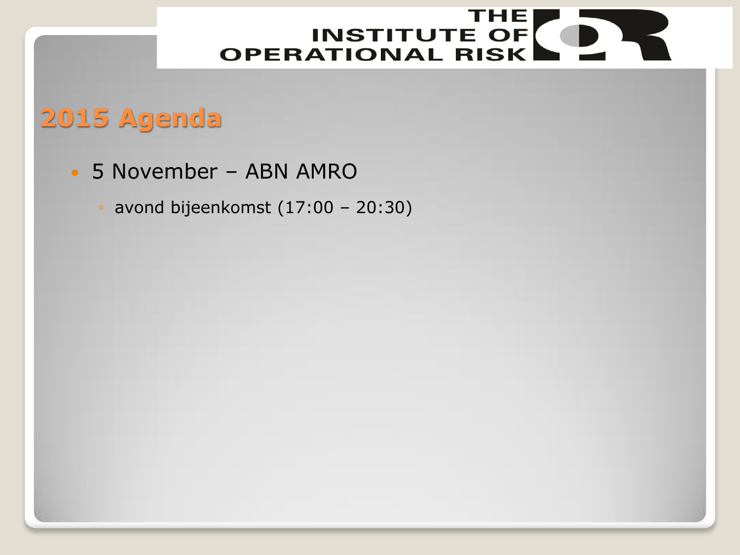THE INSTITUTE OF OPERATIONAL RISK

## 2015 Agenda

- 5 November – ABN AMRO
  - avond bijeenkomst (17:00 – 20:30)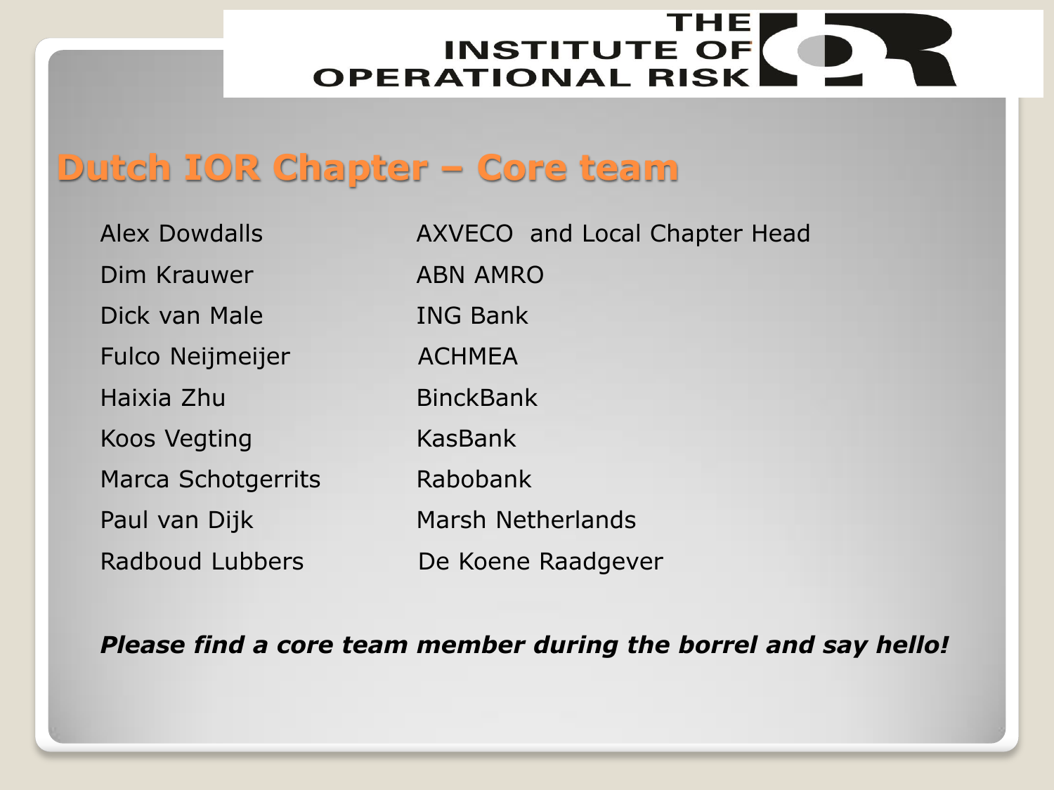THE INSTITUTE OF OPERATIONAL RISK

## Dutch IOR Chapter – Core team

| | |
|---|---|
| Alex Dowdalls | AXVECO and Local Chapter Head |
| Dim Krauwer | ABN AMRO |
| Dick van Male | ING Bank |
| Fulco Neijmeijer | ACHMEA |
| Haixia Zhu | BinckBank |
| Koos Vegting | KasBank |
| Marca Schotgerrits | Rabobank |
| Paul van Dijk | Marsh Netherlands |
| Radboud Lubbers | De Koene Raadgever |

***Please find a core team member during the borrel and say hello!***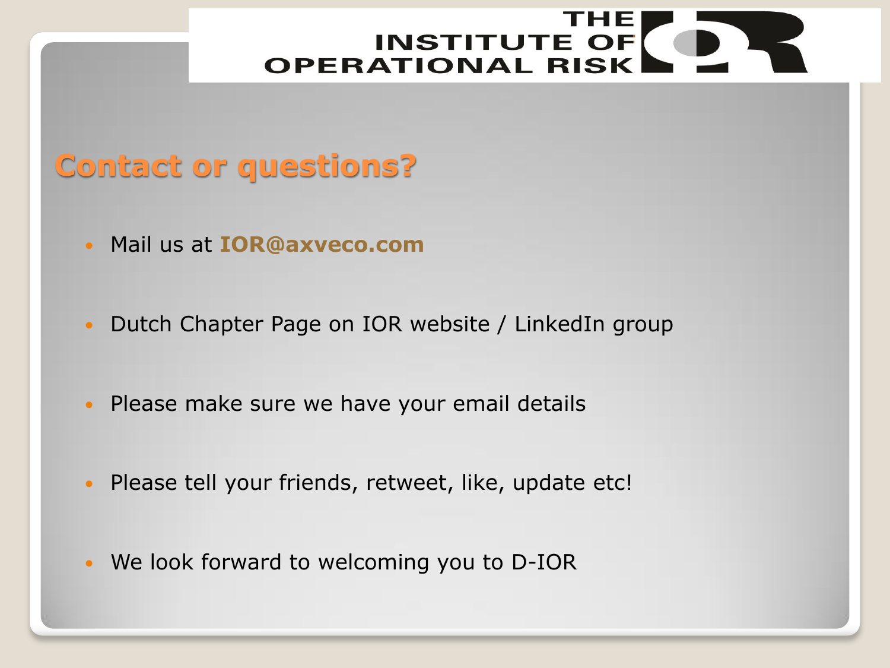THE INSTITUTE OF OPERATIONAL RISK

# Contact or questions?

- Mail us at **IOR@axveco.com**
- Dutch Chapter Page on IOR website / LinkedIn group
- Please make sure we have your email details
- Please tell your friends, retweet, like, update etc!
- We look forward to welcoming you to D-IOR